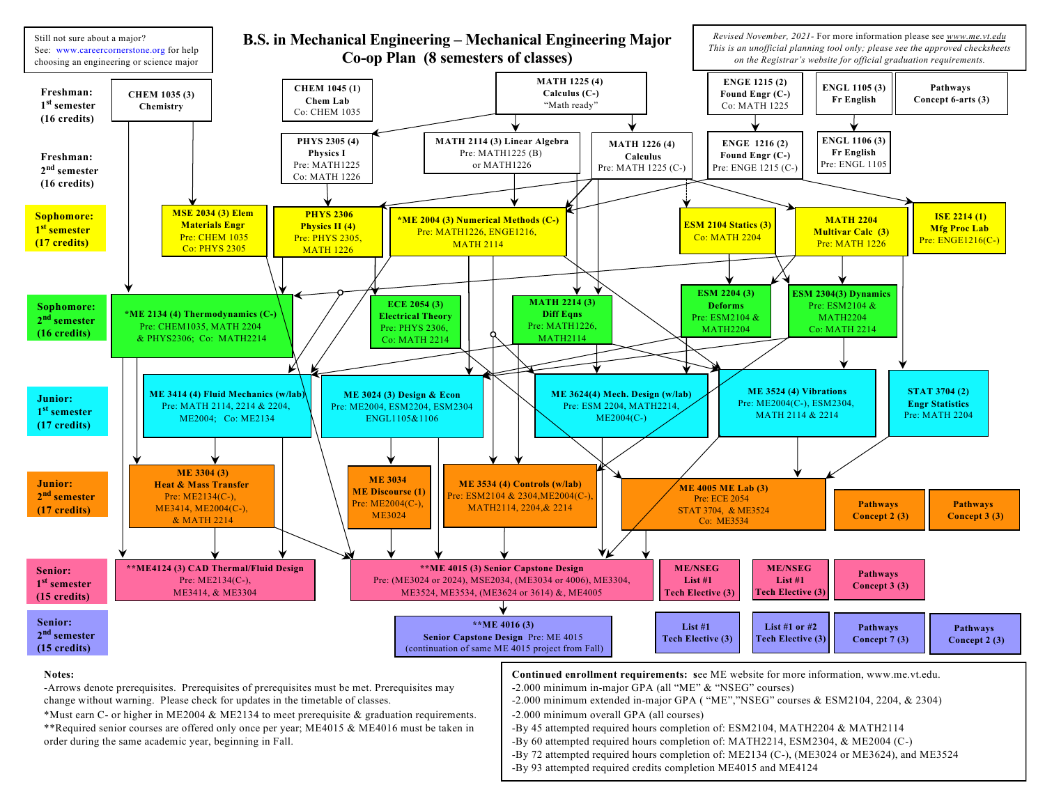Still not sure about a major?
See: www.careercornerstone.org for help choosing an engineering or science major

# B.S. in Mechanical Engineering – Mechanical Engineering Major Co-op Plan (8 semesters of classes)

*Revised November, 2021- For more information please see www.me.vt.edu*
*This is an unofficial planning tool only; please see the approved checksheets on the Registrar's website for official graduation requirements.*

## Freshman: 1st semester (16 credits)

- **CHEM 1035 (3)** Chemistry
- **CHEM 1045 (1)** Chem Lab — Co: CHEM 1035
- **MATH 1225 (4)** Calculus (C-) — "Math ready"
- **ENGE 1215 (2)** Found Engr (C-) — Co: MATH 1225
- **ENGL 1105 (3)** Fr English
- **Pathways Concept 6-arts (3)**

## Freshman: 2nd semester (16 credits)

- **PHYS 2305 (4)** Physics I — Pre: MATH1225; Co: MATH 1226
- **MATH 2114 (3)** Linear Algebra — Pre: MATH1225 (B) or MATH1226
- **MATH 1226 (4)** Calculus — Pre: MATH 1225 (C-)
- **ENGE 1216 (2)** Found Engr (C-) — Pre: ENGE 1215 (C-)
- **ENGL 1106 (3)** Fr English — Pre: ENGL 1105

## Sophomore: 1st semester (17 credits)

- **MSE 2034 (3)** Elem Materials Engr — Pre: CHEM 1035; Co: PHYS 2305
- **PHYS 2306** Physics II (4) — Pre: PHYS 2305, MATH 1226
- ***ME 2004 (3)** Numerical Methods (C-) — Pre: MATH1226, ENGE1216, MATH 2114
- **ESM 2104 (3)** Statics — Co: MATH 2204
- **MATH 2204** Multivar Calc (3) — Pre: MATH 1226
- **ISE 2214 (1)** Mfg Proc Lab — Pre: ENGE1216(C-)

## Sophomore: 2nd semester (16 credits)

- ***ME 2134 (4)** Thermodynamics (C-) — Pre: CHEM1035, MATH 2204 & PHYS2306; Co: MATH2214
- **ECE 2054 (3)** Electrical Theory — Pre: PHYS 2306, Co: MATH 2214
- **MATH 2214 (3)** Diff Eqns — Pre: MATH1226, MATH2114
- **ESM 2204 (3)** Deforms — Pre: ESM2104 & MATH2204
- **ESM 2304(3)** Dynamics — Pre: ESM2104 & MATH2204; Co: MATH 2214

## Junior: 1st semester (17 credits)

- **ME 3414 (4)** Fluid Mechanics (w/lab) — Pre: MATH 2114, 2214 & 2204, ME2004; Co: ME2134
- **ME 3024 (3)** Design & Econ — Pre: ME2004, ESM2204, ESM2304 ENGL1105&1106
- **ME 3624(4)** Mech. Design (w/lab) — Pre: ESM 2204, MATH2214, ME2004(C-)
- **ME 3524 (4)** Vibrations — Pre: ME2004(C-), ESM2304, MATH 2114 & 2214
- **STAT 3704 (2)** Engr Statistics — Pre: MATH 2204

## Junior: 2nd semester (17 credits)

- **ME 3304 (3)** Heat & Mass Transfer — Pre: ME2134(C-), ME3414, ME2004(C-), & MATH 2214
- **ME 3034** ME Discourse (1) — Pre: ME2004(C-), ME3024
- **ME 3534 (4)** Controls (w/lab) — Pre: ESM2104 & 2304, ME2004(C-), MATH2114, 2204, & 2214
- **ME 4005** ME Lab (3) — Pre: ECE 2054, STAT 3704, & ME3524; Co: ME3534
- **Pathways Concept 2 (3)**
- **Pathways Concept 3 (3)**

## Senior: 1st semester (15 credits)

- ****ME4124 (3)** CAD Thermal/Fluid Design — Pre: ME2134(C-), ME3414, & ME3304
- ****ME 4015 (3)** Senior Capstone Design — Pre: (ME3024 or 2024), MSE2034, (ME3034 or 4006), ME3304, ME3524, ME3534, (ME3624 or 3614) &, ME4005
- **ME/NSEG List #1 Tech Elective (3)**
- **ME/NSEG List #1 Tech Elective (3)**
- **Pathways Concept 3 (3)**

## Senior: 2nd semester (15 credits)

- ****ME 4016 (3)** Senior Capstone Design — Pre: ME 4015 (continuation of same ME 4015 project from Fall)
- **List #1 Tech Elective (3)**
- **List #1 or #2 Tech Elective (3)**
- **Pathways Concept 7 (3)**
- **Pathways Concept 2 (3)**

**Notes:**

-Arrows denote prerequisites. Prerequisites of prerequisites must be met. Prerequisites may change without warning. Please check for updates in the timetable of classes.

*Must earn C- or higher in ME2004 & ME2134 to meet prerequisite & graduation requirements.

**Required senior courses are offered only once per year; ME4015 & ME4016 must be taken in order during the same academic year, beginning in Fall.

**Continued enrollment requirements:** see ME website for more information, www.me.vt.edu.

- -2.000 minimum in-major GPA (all "ME" & "NSEG" courses)
- -2.000 minimum extended in-major GPA ( "ME","NSEG" courses & ESM2104, 2204, & 2304)
- -2.000 minimum overall GPA (all courses)
- -By 45 attempted required hours completion of: ESM2104, MATH2204 & MATH2114
- -By 60 attempted required hours completion of: MATH2214, ESM2304, & ME2004 (C-)
- -By 72 attempted required hours completion of: ME2134 (C-), (ME3024 or ME3624), and ME3524
- -By 93 attempted required credits completion ME4015 and ME4124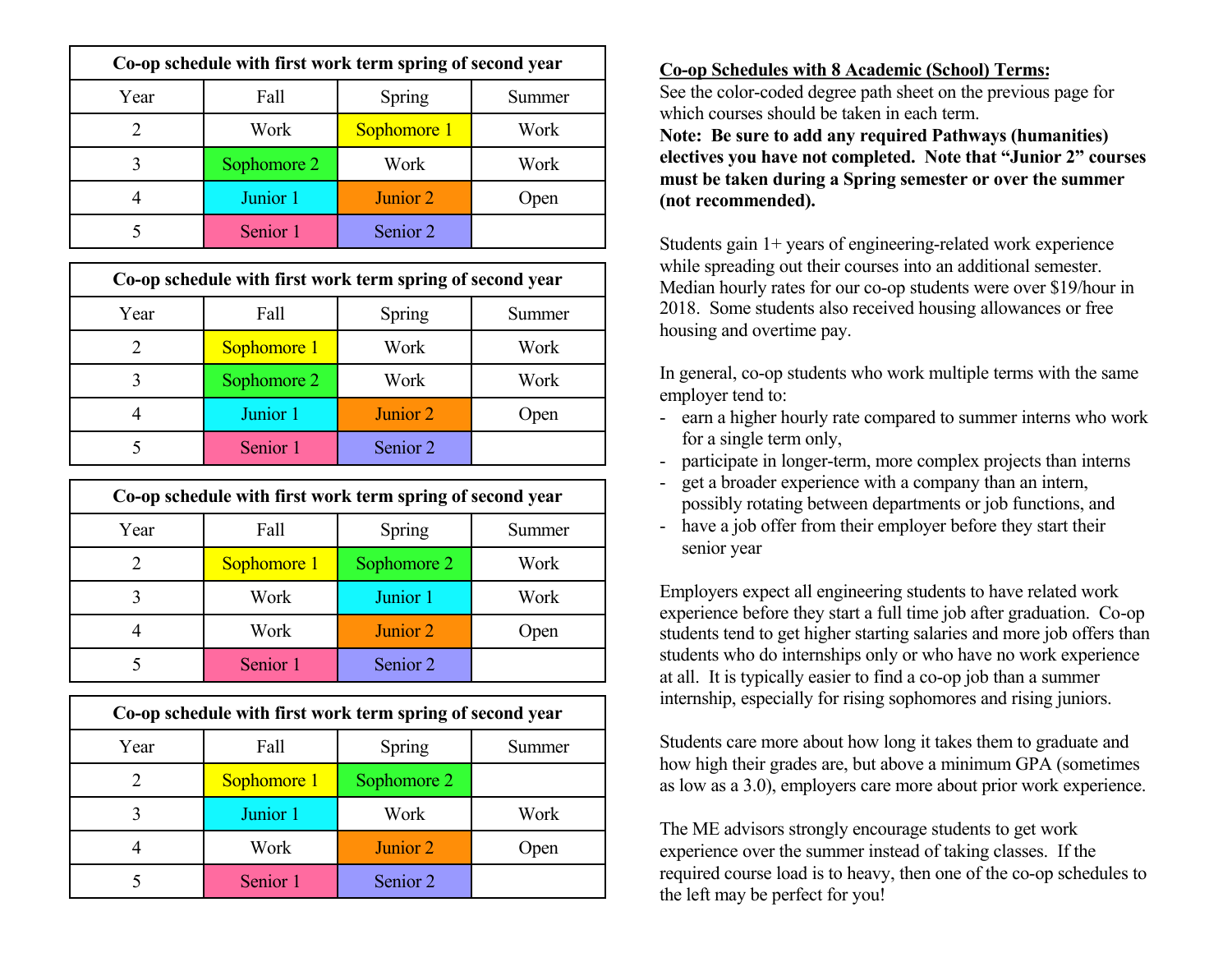| Co-op schedule with first work term spring of second year | | | |
|---|---|---|---|
| Year | Fall | Spring | Summer |
| 2 | Work | Sophomore 1 | Work |
| 3 | Sophomore 2 | Work | Work |
| 4 | Junior 1 | Junior 2 | Open |
| 5 | Senior 1 | Senior 2 | |

| Co-op schedule with first work term spring of second year | | | |
|---|---|---|---|
| Year | Fall | Spring | Summer |
| 2 | Sophomore 1 | Work | Work |
| 3 | Sophomore 2 | Work | Work |
| 4 | Junior 1 | Junior 2 | Open |
| 5 | Senior 1 | Senior 2 | |

| Co-op schedule with first work term spring of second year | | | |
|---|---|---|---|
| Year | Fall | Spring | Summer |
| 2 | Sophomore 1 | Sophomore 2 | Work |
| 3 | Work | Junior 1 | Work |
| 4 | Work | Junior 2 | Open |
| 5 | Senior 1 | Senior 2 | |

| Co-op schedule with first work term spring of second year | | | |
|---|---|---|---|
| Year | Fall | Spring | Summer |
| 2 | Sophomore 1 | Sophomore 2 | |
| 3 | Junior 1 | Work | Work |
| 4 | Work | Junior 2 | Open |
| 5 | Senior 1 | Senior 2 | |

**Co-op Schedules with 8 Academic (School) Terms:**
See the color-coded degree path sheet on the previous page for which courses should be taken in each term.
**Note: Be sure to add any required Pathways (humanities) electives you have not completed. Note that "Junior 2" courses must be taken during a Spring semester or over the summer (not recommended).**

Students gain 1+ years of engineering-related work experience while spreading out their courses into an additional semester. Median hourly rates for our co-op students were over $19/hour in 2018. Some students also received housing allowances or free housing and overtime pay.

In general, co-op students who work multiple terms with the same employer tend to:

- earn a higher hourly rate compared to summer interns who work for a single term only,
- participate in longer-term, more complex projects than interns
- get a broader experience with a company than an intern, possibly rotating between departments or job functions, and
- have a job offer from their employer before they start their senior year

Employers expect all engineering students to have related work experience before they start a full time job after graduation. Co-op students tend to get higher starting salaries and more job offers than students who do internships only or who have no work experience at all. It is typically easier to find a co-op job than a summer internship, especially for rising sophomores and rising juniors.

Students care more about how long it takes them to graduate and how high their grades are, but above a minimum GPA (sometimes as low as a 3.0), employers care more about prior work experience.

The ME advisors strongly encourage students to get work experience over the summer instead of taking classes. If the required course load is to heavy, then one of the co-op schedules to the left may be perfect for you!